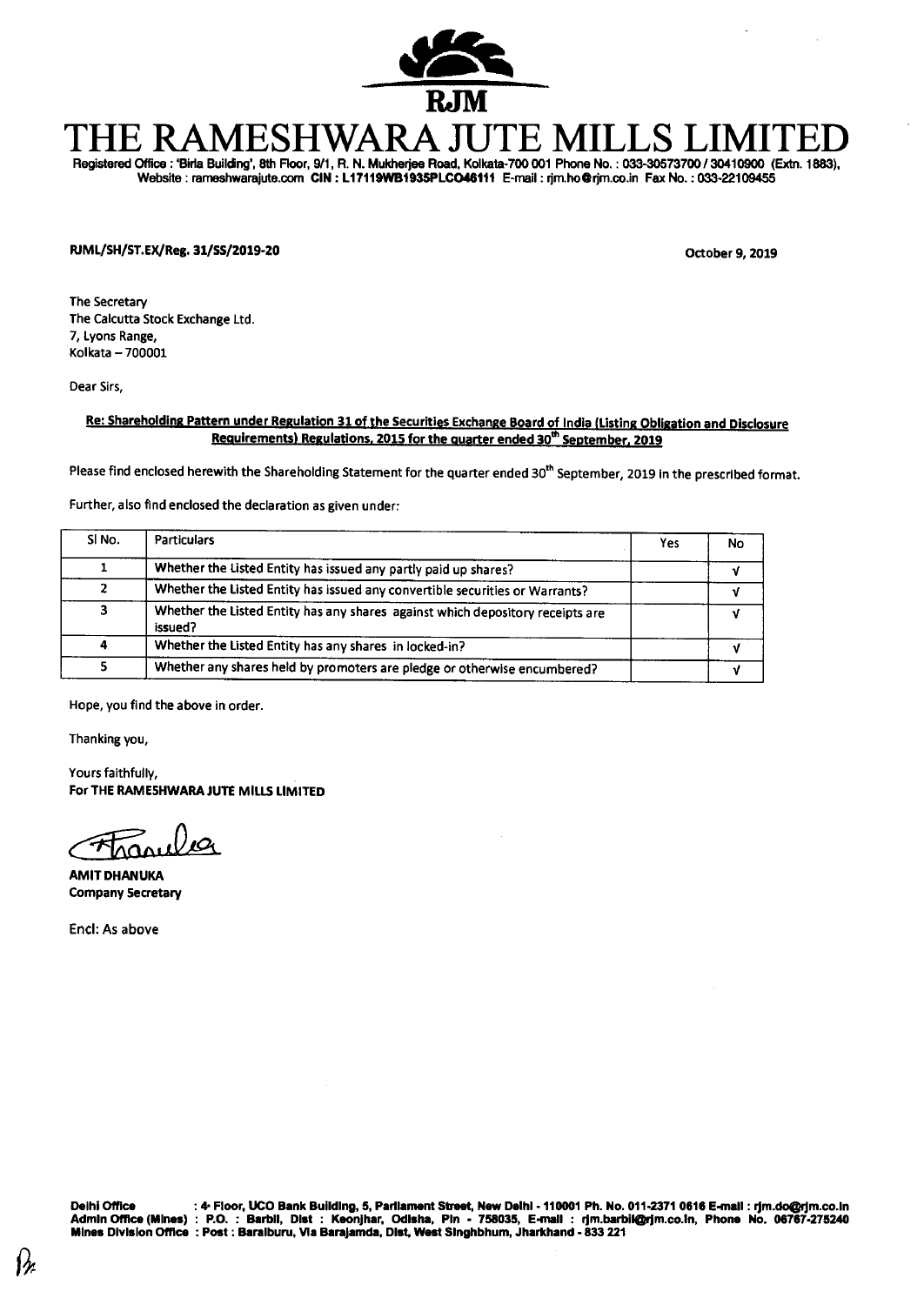# THE RAMESHWARA JUTE MILLS LIMITED

Registered Office : 'Birla Building', 8th Floor, 9/1, R. N. Mukherjee Road, Kolkata-700 001 Phone No. : 033-30573700 / 30410900 (Extn. 1883), Website : rameshwarajute.com CIN : L17119WB1935PLC046111 E-mail : rjm.ho@rjm.co.in Fax No. : 033-22109455

RJML/SH/ST.EX/Reg. 31/SS/2019-20

October 9, 2019

The Secretary
The Calcutta Stock Exchange Ltd.
7, Lyons Range,
Kolkata – 700001

Dear Sirs,

**Re: Shareholding Pattern under Regulation 31 of the Securities Exchange Board of India (Listing Obligation and Disclosure Requirements) Regulations, 2015 for the quarter ended 30th September, 2019**

Please find enclosed herewith the Shareholding Statement for the quarter ended 30th September, 2019 in the prescribed format.

Further, also find enclosed the declaration as given under:

| Sl No. | Particulars | Yes | No |
|---|---|---|---|
| 1 | Whether the Listed Entity has issued any partly paid up shares? | | √ |
| 2 | Whether the Listed Entity has issued any convertible securities or Warrants? | | √ |
| 3 | Whether the Listed Entity has any shares against which depository receipts are issued? | | √ |
| 4 | Whether the Listed Entity has any shares in locked-in? | | √ |
| 5 | Whether any shares held by promoters are pledge or otherwise encumbered? | | √ |

Hope, you find the above in order.

Thanking you,

Yours faithfully,
**For THE RAMESHWARA JUTE MILLS LIMITED**

**AMIT DHANUKA**
**Company Secretary**

Encl: As above

**Delhi Office** : 4th Floor, UCO Bank Building, 5, Parliament Street, New Delhi - 110001 Ph. No. 011-2371 0616 E-mail : rjm.do@rjm.co.in
**Admin Office (Mines)** : P.O. : Barbil, Dist : Keonjhar, Odisha, Pin - 758035, E-mail : rjm.barbil@rjm.co.in, Phone No. 06767-275240
**Mines Division Office** : Post : Baraiburu, Via Barajamda, Dist. West Singhbhum, Jharkhand - 833 221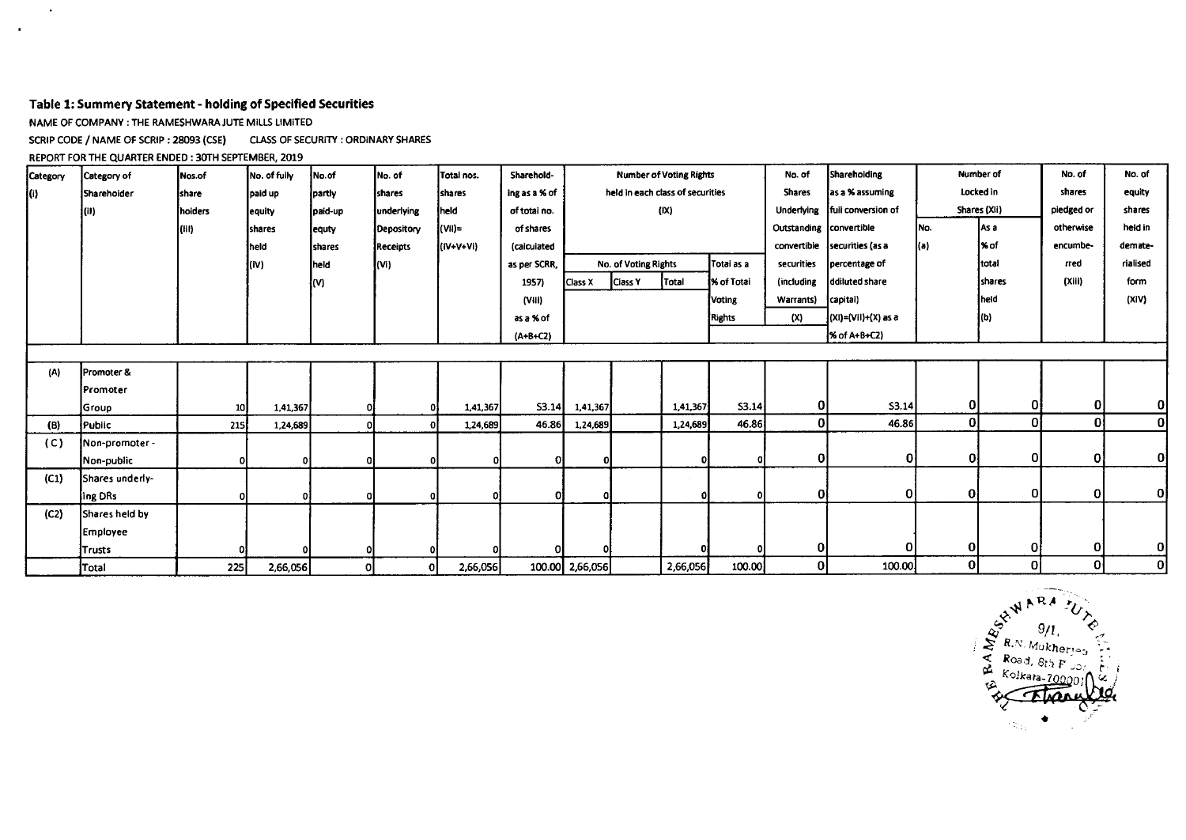### Table 1: Summery Statement - holding of Specified Securities

NAME OF COMPANY : THE RAMESHWARA JUTE MILLS LIMITED

SCRIP CODE / NAME OF SCRIP : 28093 (CSE) CLASS OF SECURITY : ORDINARY SHARES

REPORT FOR THE QUARTER ENDED : 30TH SEPTEMBER, 2019

| Category (I) | Category of Shareholder (II) | Nos.of share holders (III) | No. of fully paid up equity shares held (IV) | No.of partly paid-up equty shares held (V) | No. of shares underlying Depository Receipts (VI) | Total nos. shares held (VII)= (IV+V+VI) | Shareholding as a % of total no. of shares (calculated as per SCRR, 1957) (VIII) as a % of (A+B+C2) | Number of Voting Rights held in each class of securities (IX) | | | | No. of Shares Underlying Outstanding convertible securities (including Warrants) (X) | Shareholding as a % assuming full conversion of convertible securities (as a percentage of ddiluted share capital) (XI)=(VII)+(X) as a % of A+B+C2) | Number of Locked in Shares (XII) | | No. of shares pledged or otherwise encumbered (XIII) | No. of equity shares held in dematerialised form (XIV) |
|---|---|---|---|---|---|---|---|---|---|---|---|---|---|---|---|---|---|
| | | | | | | | | No. of Voting Rights | | | Total as a % of Total Voting Rights | | | No. (a) | As a % of total shares held (b) | | |
| | | | | | | | | Class X | Class Y | Total | | | | | | | |
| (A) | Promoter & Promoter Group | 10 | 1,41,367 | 0 | 0 | 1,41,367 | 53.14 | 1,41,367 | | 1,41,367 | 53.14 | 0 | 53.14 | 0 | 0 | 0 | 0 |
| (B) | Public | 215 | 1,24,689 | 0 | 0 | 1,24,689 | 46.86 | 1,24,689 | | 1,24,689 | 46.86 | 0 | 46.86 | 0 | 0 | 0 | 0 |
| (C) | Non-promoter - Non-public | 0 | 0 | 0 | 0 | 0 | 0 | 0 | | 0 | 0 | 0 | 0 | 0 | 0 | 0 | 0 |
| (C1) | Shares underlying DRs | 0 | 0 | 0 | 0 | 0 | 0 | 0 | | 0 | 0 | 0 | 0 | 0 | 0 | 0 | 0 |
| (C2) | Shares held by Employee Trusts | 0 | 0 | 0 | 0 | 0 | 0 | 0 | | 0 | 0 | 0 | 0 | 0 | 0 | 0 | 0 |
| | Total | 225 | 2,66,056 | 0 | 0 | 2,66,056 | 100.00 | 2,66,056 | | 2,66,056 | 100.00 | 0 | 100.00 | 0 | 0 | 0 | 0 |

THE RAMESHWARA JUTE MILLS LTD. 9/1, R.N. Mukherjee Road, 8th Floor Kolkata-700001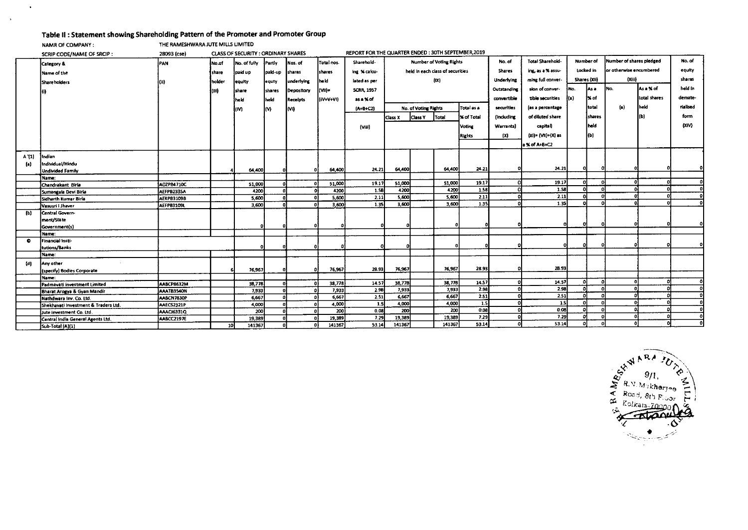## Table II : Statement showing Shareholding Pattern of the Promoter and Promoter Group

NAMR OF COMPANY : THE RAMESHWARA JUTE MILLS LIMITED

SCRIP CODE/NAME OF SRCIP : 28093 (cse) CLASS OF SECURITY : ORDINARY SHARES REPORT FOR THE QUARTER ENDED : 30TH SEPTEMBER,2019

| | Category & Name of the Shareholders (I) | PAN (II) | No.of share holder (III) | No. of fully paid up equity share held (IV) | Partly paid-up equty shares held (V) | Nos. of shares underlying Depository Receipts (VI) | Total nos. shares held (VII)= (IV+V+VI) | Sharehold-ing % calcu-lated as per SCRR, 1957 as a % of (A+B+C2) (VIII) | Number of Voting Rights held in each class of securities (IX) | | | | No. of Shares Underlying Outstanding convertible securities (including Warrants) (X) | Total Sharehold-ing, as a % assu-ming full conver-sion of conver-tible securities (as a percentage of diluted share capital) (XI)= (VII)+(X) as a % of A+B+C2 | Number of Locked in Shares (XII) | | Number of shares pledged or otherwise encumbered (XIII) | | No. of equity shares held in demate-rialised form (XIV) |
|---|---|---|---|---|---|---|---|---|---|---|---|---|---|---|---|---|---|---|---|
| | | | | | | | | | No. of Voting Rights | | | Total as a % of Total Voting Rights | | | No. (a) | As a % of total shares held (b) | No. (a) | As a % of total shares held (b) | |
| | | | | | | | | | Class X | Class Y | Total | | | | | | | | |
| A '(1) | Indian | | | | | | | | | | | | | | | | | | |
| (a) | Individual/Hindu Undivided Family | | 4 | 64,400 | 0 | 0 | 64,400 | 24.21 | 64,400 | | 64,400 | 24.21 | 0 | 24.21 | 0 | 0 | 0 | 0 | 0 |
| | Name: | | | | | | | | | | | | | | | | | | |
| | Chandrakant Birla | AOZPB4710C | | 51,000 | 0 | 0 | 51,000 | 19.17 | 51,000 | | 51,000 | 19.17 | 0 | 19.17 | 0 | 0 | 0 | 0 | 0 |
| | Sumangala Devi Birla | AEFPB2335A | | 4200 | 0 | 0 | 4200 | 1.58 | 4200 | | 4200 | 1.58 | 0 | 1.58 | 0 | 0 | 0 | 0 | 0 |
| | Sidharth Kumar Birla | AEKPB3109B | | 5,600 | 0 | 0 | 5,600 | 2.11 | 5,600 | | 5,600 | 2.11 | 0 | 2.11 | 0 | 0 | 0 | 0 | 0 |
| | Vasusri I Jhaver | AEFPB3109L | | 3,600 | 0 | 0 | 3,600 | 1.35 | 3,600 | | 3,600 | 1.35 | 0 | 1.35 | 0 | 0 | 0 | 0 | 0 |
| (b) | Central Government/State Government(s) | | | 0 | 0 | 0 | 0 | 0 | 0 | | 0 | 0 | 0 | 0 | 0 | 0 | 0 | 0 | 0 |
| | Name: | | | | | | | | | | | | | | | | | | |
| c | Financial Institutions/Banks | | | 0 | 0 | 0 | 0 | 0 | 0 | | 0 | 0 | 0 | 0 | 0 | 0 | 0 | 0 | 0 |
| | Name: | | | | | | | | | | | | | | | | | | |
| (d) | Any other (specify) Bodies Corporate | | 6 | 76,967 | 0 | 0 | 76,967 | 28.93 | 76,967 | | 76,967 | 28.93 | 0 | 28.93 | | | | | |
| | Name: | | | | | | | | | | | | | | | | | | |
| | Padmavati investment Limited | AABCP8632M | | 38,778 | 0 | 0 | 38,778 | 14.57 | 38,778 | | 38,778 | 14.57 | 0 | 14.57 | 0 | 0 | 0 | 0 | 0 |
| | Bharat Arogya & Gyan Mandir | AAATB3540N | | 7,933 | 0 | 0 | 7,933 | 2.98 | 7,933 | | 7,933 | 2.98 | 0 | 2.98 | 0 | 0 | 0 | 0 | 0 |
| | Nathdwara Inv. Co. Ltd. | AABCN7830P | | 6,667 | 0 | 0 | 6,667 | 2.51 | 6,667 | | 6,667 | 2.51 | 0 | 2.51 | 0 | 0 | 0 | 0 | 0 |
| | Shekhavati Investment & Traders Ltd. | AAECS2321P | | 4,000 | 0 | 0 | 4,000 | 1.5 | 4,000 | | 4,000 | 1.5 | 0 | 1.5 | 0 | 0 | 0 | 0 | 0 |
| | Jute investment Co. Ltd. | AAACJ6331Q | | 200 | 0 | 0 | 200 | 0.08 | 200 | | 200 | 0.08 | 0 | 0.08 | 0 | 0 | 0 | 0 | 0 |
| | Central India General Agents Ltd. | AABCC2197E | | 19,389 | 0 | 0 | 19,389 | 7.29 | 19,389 | | 19,389 | 7.29 | 0 | 7.29 | 0 | 0 | 0 | 0 | 0 |
| | Sub-Total (A)(1) | | 10 | 141367 | 0 | 0 | 141367 | 53.14 | 141367 | | 141367 | 53.14 | 0 | 53.14 | 0 | 0 | 0 | 0 | 0 |

THE RAMESHWARA JUTE MILLS LTD.
9/1, R.N. Mukherjee Road, 8th Floor
Kolkata-700001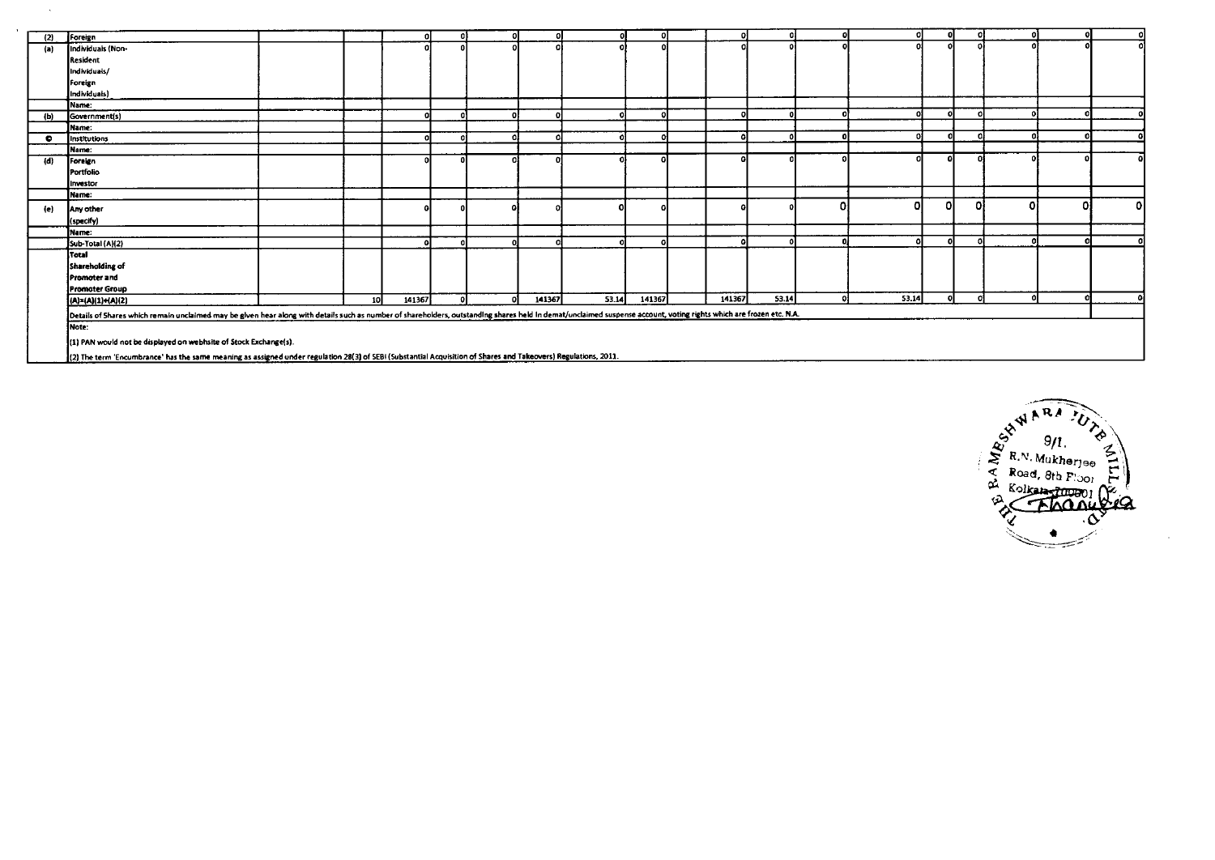| (2) | Foreign | | | 0 | 0 | 0 | 0 | 0 | 0 | | 0 | 0 | 0 | 0 | 0 | 0 | 0 | 0 | 0 |
|---|---|---|---|---|---|---|---|---|---|---|---|---|---|---|---|---|---|---|---|
| (a) | Individuals (Non-Resident Individuals/ Foreign Individuals) | | | 0 | 0 | 0 | 0 | 0 | 0 | | 0 | 0 | 0 | 0 | 0 | 0 | 0 | 0 | 0 |
| | Name: | | | | | | | | | | | | | | | | | | |
| (b) | Government(s) | | | 0 | 0 | 0 | 0 | 0 | 0 | | 0 | 0 | 0 | 0 | 0 | 0 | 0 | 0 | 0 |
| | Name: | | | | | | | | | | | | | | | | | | |
| (c) | Institutions | | | 0 | 0 | 0 | 0 | 0 | 0 | | 0 | 0 | 0 | 0 | 0 | 0 | 0 | 0 | 0 |
| | Name: | | | | | | | | | | | | | | | | | | |
| (d) | Foreign Portfolio Investor | | | 0 | 0 | 0 | 0 | 0 | 0 | | 0 | 0 | 0 | 0 | 0 | 0 | 0 | 0 | 0 |
| | Name: | | | | | | | | | | | | | | | | | | |
| (e) | Any other (specify) | | | 0 | 0 | 0 | 0 | 0 | 0 | | 0 | 0 | 0 | 0 | 0 | 0 | 0 | 0 | 0 |
| | Name: | | | | | | | | | | | | | | | | | | |
| | Sub-Total (A)(2) | | | 0 | 0 | 0 | 0 | 0 | 0 | | 0 | 0 | 0 | 0 | 0 | 0 | 0 | 0 | 0 |
| | Total Shareholding of Promoter and Promoter Group (A)=(A)(1)+(A)(2) | | 10 | 141367 | 0 | 0 | 141367 | 53.14 | 141367 | | 141367 | 53.14 | 0 | 53.14 | 0 | 0 | 0 | 0 | 0 |

Details of Shares which remain unclaimed may be given hear along with details such as number of shareholders, outstanding shares held in demat/unclaimed suspense account, voting rights which are frozen etc. N.A.

Note:

(1) PAN would not be displayed on webhsite of Stock Exchange(s).

(2) The term 'Encumbrance' has the same meaning as assigned under regulation 28(3) of SEBI (Substantial Acquisition of Shares and Takeovers) Regulations, 2011.

THE RAMESHWARA JUTE MILLS LTD.
9/1, R.N. Mukherjee Road, 8th Floor
Kolkata-700001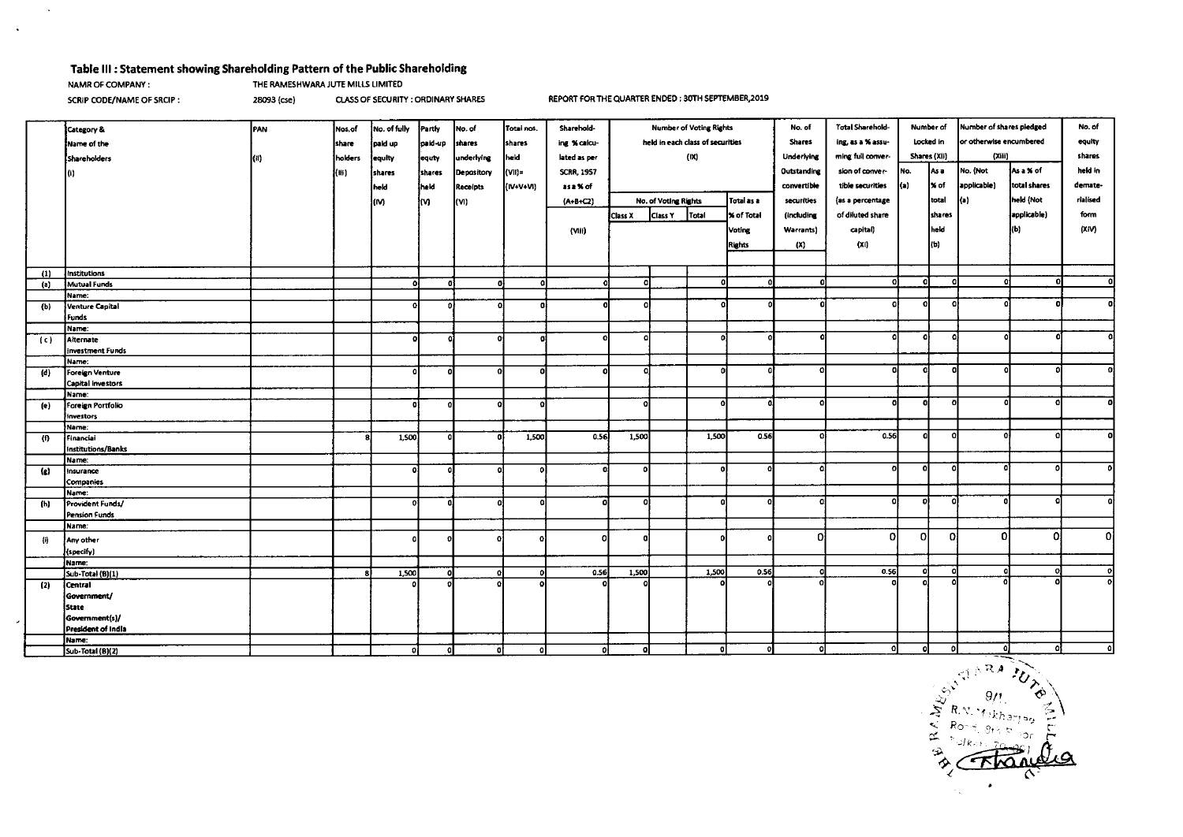# Table III : Statement showing Shareholding Pattern of the Public Shareholding

NAMR OF COMPANY : THE RAMESHWARA JUTE MILLS LIMITED

SCRIP CODE/NAME OF SRCIP : 28093 (cse) CLASS OF SECURITY : ORDINARY SHARES REPORT FOR THE QUARTER ENDED : 30TH SEPTEMBER,2019

| | Category & Name of the Shareholders (I) | PAN (II) | Nos.of share holders (III) | No. of fully paid up equity shares held (IV) | Partly paid-up equty shares held (V) | No. of shares underlying Depository Receipts (VI) | Total nos. shares held (VII)= (IV+V+VI) | Sharehold-ing % calcu-lated as per SCRR, 1957 as a % of (A+B+C2) (VIII) | Number of Voting Rights held in each class of securities (IX) | | | | No. of Shares Underlying Outstanding convertible securities (including Warrants) (X) | Total Sharehold-ing, as a % assu-ming full conver-sion of conver-tible securities (as a percentage of diluted share capital) (XI) | Number of Locked in Shares (XII) | | Number of shares pledged or otherwise encumbered (XIII) | | No. of equity shares held in demate-rialised form (XIV) |
|---|---|---|---|---|---|---|---|---|---|---|---|---|---|---|---|---|---|---|---|
| | | | | | | | | | No. of Voting Rights | | | Total as a % of Total Voting Rights | | | No. (a) | As a % of total shares held (b) | No. (Not applicable) (a) | As a % of total shares held (Not applicable) (b) | |
| | | | | | | | | | Class X | Class Y | Total | | | | | | | | |
| (1) | Institutions | | | | | | | | | | | | | | | | | | |
| (a) | Mutual Funds | | | 0 | 0 | 0 | 0 | 0 | 0 | | 0 | 0 | 0 | 0 | 0 | 0 | 0 | 0 | 0 |
| | Name: | | | | | | | | | | | | | | | | | | |
| (b) | Venture Capital Funds | | | 0 | 0 | 0 | 0 | 0 | 0 | | 0 | 0 | 0 | 0 | 0 | 0 | 0 | 0 | 0 |
| | Name: | | | | | | | | | | | | | | | | | | |
| (c) | Alternate Investment Funds | | | 0 | 0 | 0 | 0 | 0 | 0 | | 0 | 0 | 0 | 0 | 0 | 0 | 0 | 0 | 0 |
| | Name: | | | | | | | | | | | | | | | | | | |
| (d) | Foreign Venture Capital investors | | | 0 | 0 | 0 | 0 | 0 | 0 | | 0 | 0 | 0 | 0 | 0 | 0 | 0 | 0 | 0 |
| | Name: | | | | | | | | | | | | | | | | | | |
| (e) | Foreign Portfolio Investors | | | 0 | 0 | 0 | 0 | | 0 | | 0 | 0 | 0 | 0 | 0 | 0 | 0 | 0 | 0 |
| | Name: | | | | | | | | | | | | | | | | | | |
| (f) | Financial Institutions/Banks | | 8 | 1,500 | 0 | 0 | 1,500 | 0.56 | 1,500 | | 1,500 | 0.56 | 0 | 0.56 | 0 | 0 | 0 | 0 | 0 |
| | Name: | | | | | | | | | | | | | | | | | | |
| (g) | Insurance Companies | | | 0 | 0 | 0 | 0 | 0 | 0 | | 0 | 0 | 0 | 0 | 0 | 0 | 0 | 0 | 0 |
| | Name: | | | | | | | | | | | | | | | | | | |
| (h) | Provident Funds/ Pension Funds | | | 0 | 0 | 0 | 0 | 0 | 0 | | 0 | 0 | 0 | 0 | 0 | 0 | 0 | 0 | 0 |
| | Name: | | | | | | | | | | | | | | | | | | |
| (i) | Any other (specify) | | | 0 | 0 | 0 | 0 | 0 | 0 | | 0 | 0 | 0 | 0 | 0 | 0 | 0 | 0 | 0 |
| | Name: | | | | | | | | | | | | | | | | | | |
| | Sub-Total (B)(1) | | 8 | 1,500 | 0 | 0 | 0 | 0.56 | 1,500 | | 1,500 | 0.56 | 0 | 0.56 | 0 | 0 | 0 | 0 | 0 |
| (2) | Central Government/ State Government(s)/ President of India | | | 0 | 0 | 0 | 0 | 0 | 0 | | 0 | 0 | 0 | 0 | 0 | 0 | 0 | 0 | 0 |
| | Name: | | | | | | | | | | | | | | | | | | |
| | Sub-Total (B)(2) | | | 0 | 0 | 0 | 0 | 0 | 0 | | 0 | 0 | 0 | 0 | 0 | 0 | 0 | 0 | 0 |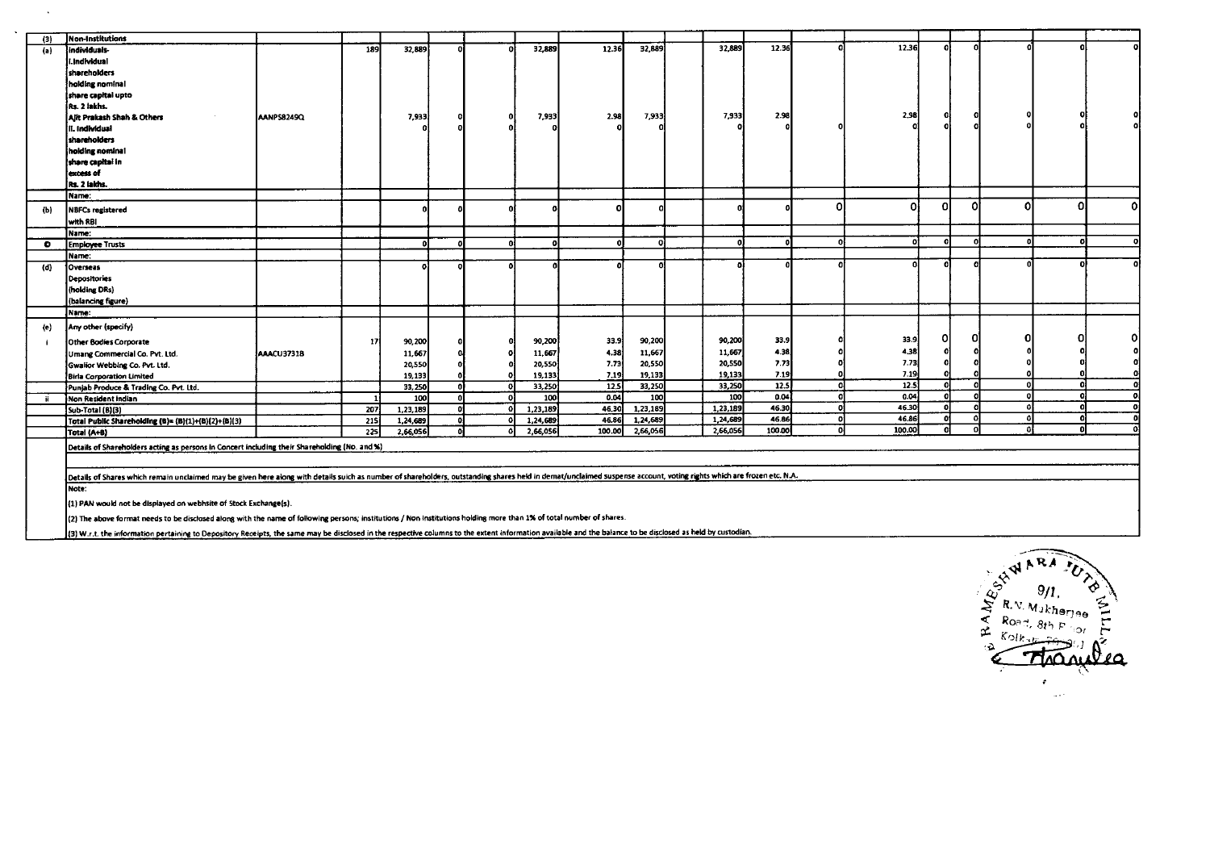| (3) | Non-Institutions | | | | | | | | | | | | | | | | | | |
|---|---|---|---|---|---|---|---|---|---|---|---|---|---|---|---|---|---|---|---|
| (a) | Individuals-<br>i.Individual shareholders holding nominal share capital upto Rs. 2 lakhs. | | 189 | 32,889 | 0 | 0 | 32,889 | 12.36 | 32,889 | | 32,889 | 12.36 | 0 | 12.36 | 0 | 0 | 0 | 0 | 0 |
| | Ajit Prakash Shah & Others | AANPS8249Q | | 7,933 | 0 | 0 | 7,933 | 2.98 | 7,933 | | 7,933 | 2.98 | | 2.98 | 0 | 0 | 0 | 0 | 0 |
| | ii. Individual shareholders holding nominal share capital in excess of Rs. 2 lakhs. | | | 0 | 0 | 0 | 0 | 0 | 0 | | 0 | 0 | 0 | 0 | 0 | 0 | 0 | 0 | 0 |
| | Name: | | | | | | | | | | | | | | | | | | |
| (b) | NBFCs registered with RBI | | | 0 | 0 | 0 | 0 | 0 | 0 | | 0 | 0 | 0 | 0 | 0 | 0 | 0 | 0 | 0 |
| | Name: | | | | | | | | | | | | | | | | | | |
| (c) | Employee Trusts | | | 0 | 0 | 0 | 0 | 0 | 0 | | 0 | 0 | 0 | 0 | 0 | 0 | 0 | 0 | 0 |
| | Name: | | | | | | | | | | | | | | | | | | |
| (d) | Overseas Depositories (holding DRs) (balancing figure) | | | 0 | 0 | 0 | 0 | 0 | 0 | | 0 | 0 | 0 | 0 | 0 | 0 | 0 | 0 | 0 |
| | Name: | | | | | | | | | | | | | | | | | | |
| (e) | Any other (specify) | | | | | | | | | | | | | | | | | | |
| i | Other Bodies Corporate | | 17 | 90,200 | 0 | 0 | 90,200 | 33.9 | 90,200 | | 90,200 | 33.9 | 0 | 33.9 | 0 | 0 | 0 | 0 | 0 |
| | Umang Commercial Co. Pvt. Ltd. | AAACU3731B | | 11,667 | 0 | 0 | 11,667 | 4.38 | 11,667 | | 11,667 | 4.38 | 0 | 4.38 | 0 | 0 | 0 | 0 | 0 |
| | Gwalior Webbing Co. Pvt. Ltd. | | | 20,550 | 0 | 0 | 20,550 | 7.73 | 20,550 | | 20,550 | 7.73 | 0 | 7.73 | 0 | 0 | 0 | 0 | 0 |
| | Birla Corporation Limited | | | 19,133 | 0 | 0 | 19,133 | 7.19 | 19,133 | | 19,133 | 7.19 | 0 | 7.19 | 0 | 0 | 0 | 0 | 0 |
| | Punjab Produce & Trading Co. Pvt. Ltd. | | | 33,250 | 0 | 0 | 33,250 | 12.5 | 33,250 | | 33,250 | 12.5 | 0 | 12.5 | 0 | 0 | 0 | 0 | 0 |
| ii | Non Resident Indian | | 1 | 100 | 0 | 0 | 100 | 0.04 | 100 | | 100 | 0.04 | 0 | 0.04 | 0 | 0 | 0 | 0 | 0 |
| | Sub-Total (B)(3) | | 207 | 1,23,189 | 0 | 0 | 1,23,189 | 46.30 | 1,23,189 | | 1,23,189 | 46.30 | 0 | 46.30 | 0 | 0 | 0 | 0 | 0 |
| | Total Public Shareholding (B)= (B)(1)+(B)(2)+(B)(3) | | 215 | 1,24,689 | 0 | 0 | 1,24,689 | 46.86 | 1,24,689 | | 1,24,689 | 46.86 | 0 | 46.86 | 0 | 0 | 0 | 0 | 0 |
| | Total (A+B) | | 225 | 2,66,056 | 0 | 0 | 2,66,056 | 100.00 | 2,66,056 | | 2,66,056 | 100.00 | 0 | 100.00 | 0 | 0 | 0 | 0 | 0 |

Details of Shareholders acting as persons in Concert including their Shareholding (No. and %)

Details of Shares which remain unclaimed may be given here along with details suich as number of shareholders, outstanding shares held in demat/unclaimed suspense account, voting rights which are frozen etc. N.A.

Note:

(1) PAN would not be displayed on webhsite of Stock Exchange(s).

(2) The above format needs to be disclosed along with the name of following persons; Institutions / Non Institutions holding more than 1% of total number of shares.

(3) W.r.t. the information pertaining to Depository Receipts, the same may be disclosed in the respective columns to the extent information available and the balance to be disclosed as held by custodian.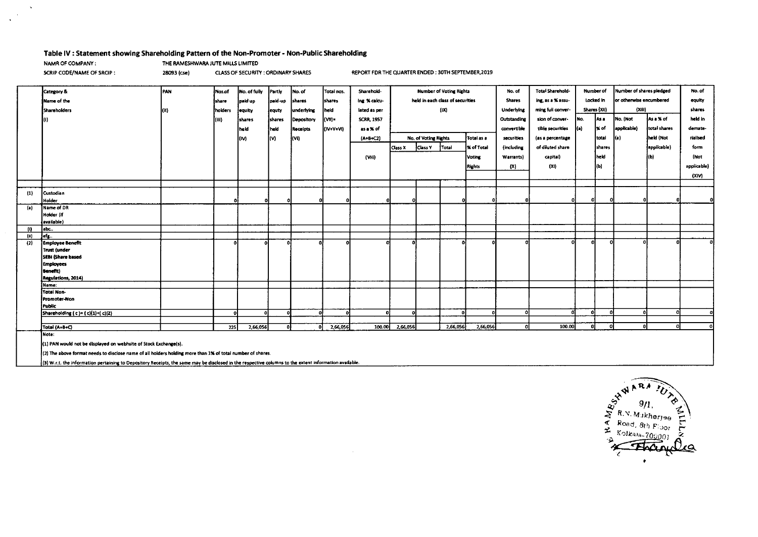## Table IV : Statement showing Shareholding Pattern of the Non-Promoter - Non-Public Shareholding

NAMR OF COMPANY : THE RAMESHWARA JUTE MILLS LIMITED

SCRIP CODE/NAME OF SRCIP : 28093 (cse) CLASS OF SECURITY : ORDINARY SHARES REPORT FOR THE QUARTER ENDED : 30TH SEPTEMBER,2019

| | Category & Name of the Shareholders (I) | PAN (II) | Nos.of share holders (III) | No. of fully paid up equity shares held (IV) | Partly paid-up equity shares held (V) | No. of shares underlying Depository Receipts (VI) | Total nos. shares held (VII)= (IV+V+VI) | Shareholding % calculated as per SCRR, 1957 as a % of (A+B+C2) (VIII) | Number of Voting Rights held in each class of securities (IX) | | | | No. of Shares Underlying Outstanding convertible securities (including Warrants) (X) | Total Shareholding, as a % assuming full conversion of convertible securities (as a percentage of diluted share capital) (XI) | Number of Locked in Shares (XII) | | Number of shares pledged or otherwise encumbered (XIII) | | No. of equity shares held in dematerialised form (Not applicable) (XIV) |
|---|---|---|---|---|---|---|---|---|---|---|---|---|---|---|---|---|---|---|---|
| | | | | | | | | | No. of Voting Rights | | | Total as a % of Total Voting Rights | | | No. (a) | As a % of total shares held (b) | No. (Not applicable) (a) | As a % of total shares held (Not applicable) (b) | |
| | | | | | | | | | Class X | Class Y | Total | | | | | | | | |
| (1) | Custodian Holder | | 0 | 0 | 0 | 0 | 0 | 0 | 0 | | 0 | 0 | 0 | 0 | 0 | 0 | 0 | 0 | 0 |
| (a) | Name of DR Holder (if available) | | | | | | | | | | | | | | | | | | |
| (i) | abc.. | | | | | | | | | | | | | | | | | | |
| (ii) | efg.. | | | | | | | | | | | | | | | | | | |
| (2) | Employee Benefit Trust (under SEBI (Share based Employees Benefit) Regulations, 2014) | | 0 | 0 | 0 | 0 | 0 | 0 | 0 | | 0 | 0 | 0 | 0 | 0 | 0 | 0 | 0 | 0 |
| | Name: | | | | | | | | | | | | | | | | | | |
| | Total Non-Promoter-Non Public Shareholding ( c )= ( c)(1)+( c)(2) | | 0 | 0 | 0 | 0 | 0 | 0 | 0 | | 0 | 0 | 0 | 0 | 0 | 0 | 0 | 0 | 0 |
| | Total (A+B+C) | | 225 | 2,66,056 | 0 | 0 | 2,66,056 | 100.00 | 2,66,056 | | 2,66,056 | 2,66,056 | 0 | 100.00 | 0 | 0 | 0 | 0 | 0 |

Note:

(1) PAN would not be displayed on webhsite of Stock Exchange(s).

(2) The above format needs to disclose name of all holders holding more than 1% of total number of shares.

(3) W.r.t. the information pertaining to Depository Receipts, the same may be disclosed in the respective columns to the extent information available.

RAMESHWARA JUTE MILLS
9/1, R.N. Mukherjee Road, 8th Floor
Kolkata-700001